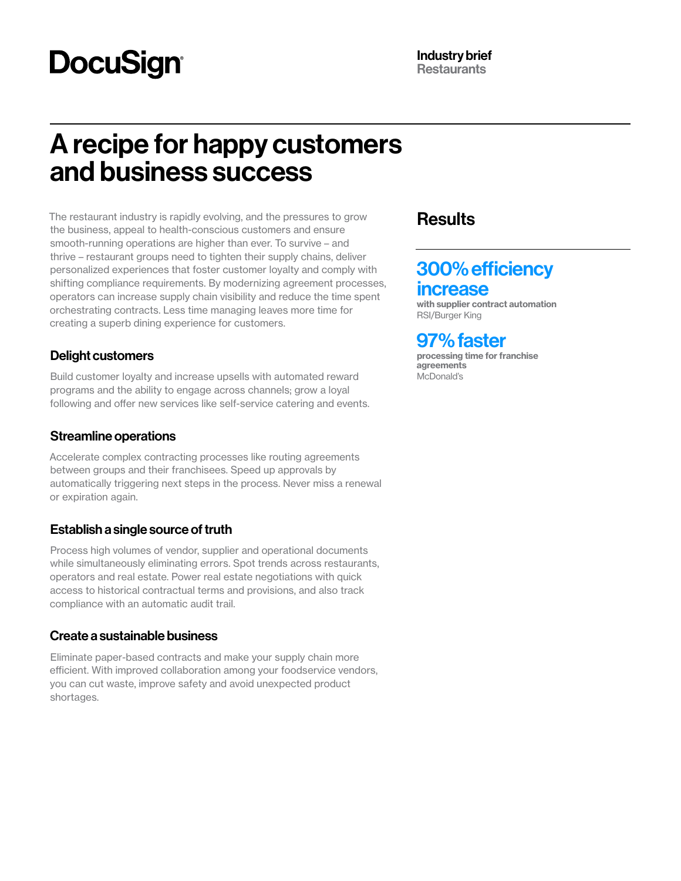DocuSign

**Industry brief**
**Restaurants**

# A recipe for happy customers and business success

The restaurant industry is rapidly evolving, and the pressures to grow the business, appeal to health-conscious customers and ensure smooth-running operations are higher than ever. To survive – and thrive – restaurant groups need to tighten their supply chains, deliver personalized experiences that foster customer loyalty and comply with shifting compliance requirements. By modernizing agreement processes, operators can increase supply chain visibility and reduce the time spent orchestrating contracts. Less time managing leaves more time for creating a superb dining experience for customers.

### Delight customers

Build customer loyalty and increase upsells with automated reward programs and the ability to engage across channels; grow a loyal following and offer new services like self-service catering and events.

### Streamline operations

Accelerate complex contracting processes like routing agreements between groups and their franchisees. Speed up approvals by automatically triggering next steps in the process. Never miss a renewal or expiration again.

### Establish a single source of truth

Process high volumes of vendor, supplier and operational documents while simultaneously eliminating errors. Spot trends across restaurants, operators and real estate. Power real estate negotiations with quick access to historical contractual terms and provisions, and also track compliance with an automatic audit trail.

### Create a sustainable business

Eliminate paper-based contracts and make your supply chain more efficient. With improved collaboration among your foodservice vendors, you can cut waste, improve safety and avoid unexpected product shortages.

## Results

**300% efficiency increase**
**with supplier contract automation**
RSI/Burger King

**97% faster**
**processing time for franchise agreements**
McDonald's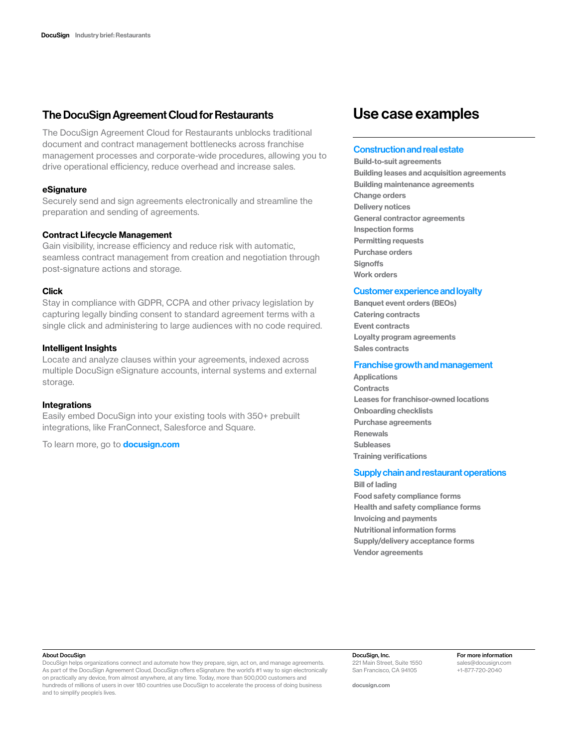## The DocuSign Agreement Cloud for Restaurants

The DocuSign Agreement Cloud for Restaurants unblocks traditional document and contract management bottlenecks across franchise management processes and corporate-wide procedures, allowing you to drive operational efficiency, reduce overhead and increase sales.

**eSignature**
Securely send and sign agreements electronically and streamline the preparation and sending of agreements.

**Contract Lifecycle Management**
Gain visibility, increase efficiency and reduce risk with automatic, seamless contract management from creation and negotiation through post-signature actions and storage.

**Click**
Stay in compliance with GDPR, CCPA and other privacy legislation by capturing legally binding consent to standard agreement terms with a single click and administering to large audiences with no code required.

**Intelligent Insights**
Locate and analyze clauses within your agreements, indexed across multiple DocuSign eSignature accounts, internal systems and external storage.

**Integrations**
Easily embed DocuSign into your existing tools with 350+ prebuilt integrations, like FranConnect, Salesforce and Square.

To learn more, go to **docusign.com**

# Use case examples

### Construction and real estate

- Build-to-suit agreements
- Building leases and acquisition agreements
- Building maintenance agreements
- Change orders
- Delivery notices
- General contractor agreements
- Inspection forms
- Permitting requests
- Purchase orders
- Signoffs
- Work orders

### Customer experience and loyalty

- Banquet event orders (BEOs)
- Catering contracts
- Event contracts
- Loyalty program agreements
- Sales contracts

### Franchise growth and management

- Applications
- Contracts
- Leases for franchisor-owned locations
- Onboarding checklists
- Purchase agreements
- Renewals
- Subleases
- Training verifications

### Supply chain and restaurant operations

- Bill of lading
- Food safety compliance forms
- Health and safety compliance forms
- Invoicing and payments
- Nutritional information forms
- Supply/delivery acceptance forms
- Vendor agreements

**About DocuSign**
DocuSign helps organizations connect and automate how they prepare, sign, act on, and manage agreements. As part of the DocuSign Agreement Cloud, DocuSign offers eSignature: the world's #1 way to sign electronically on practically any device, from almost anywhere, at any time. Today, more than 500,000 customers and hundreds of millions of users in over 180 countries use DocuSign to accelerate the process of doing business and to simplify people's lives.

**DocuSign, Inc.**
221 Main Street, Suite 1550
San Francisco, CA 94105

**docusign.com**

**For more information**
sales@docusign.com
+1-877-720-2040